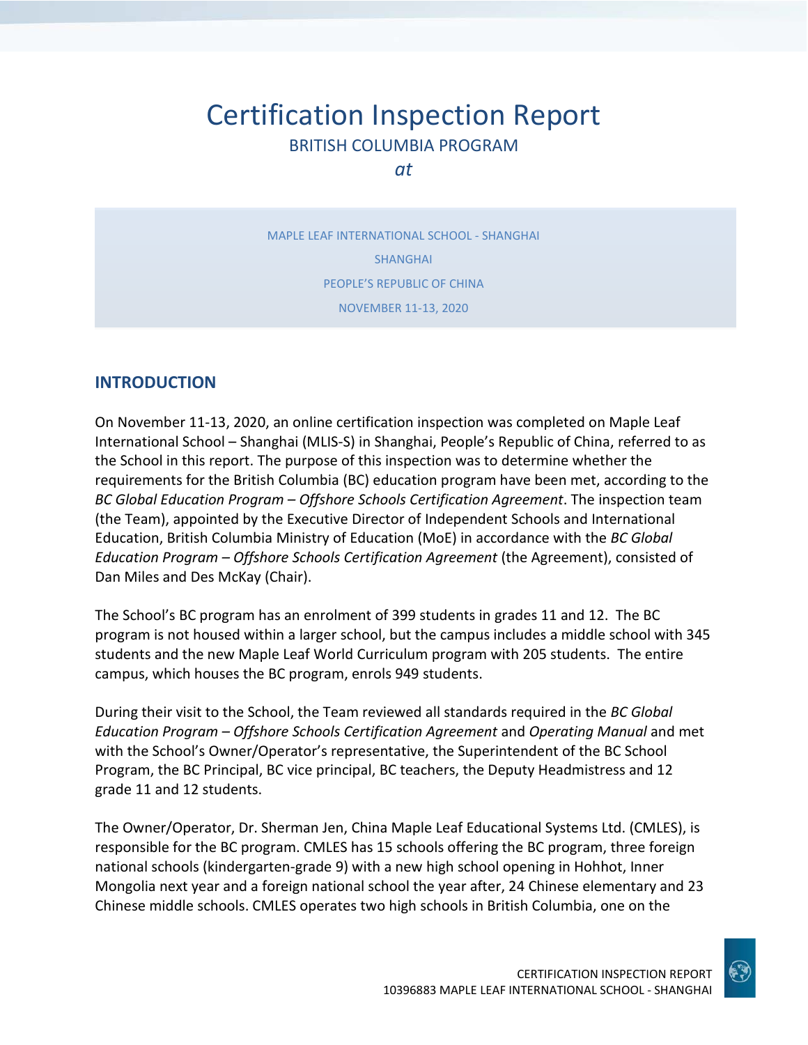# Certification Inspection Report

BRITISH COLUMBIA PROGRAM

*at*

MAPLE LEAF INTERNATIONAL SCHOOL - SHANGHAI

SHANGHAI

PEOPLE'S REPUBLIC OF CHINA

NOVEMBER 11-13, 2020

## INTRODUCTION

On November 11-13, 2020, an online certification inspection was completed on Maple Leaf International School – Shanghai (MLIS-S) in Shanghai, People's Republic of China, referred to as the School in this report. The purpose of this inspection was to determine whether the requirements for the British Columbia (BC) education program have been met, according to the *BC Global Education Program – Offshore Schools Certification Agreement*. The inspection team (the Team), appointed by the Executive Director of Independent Schools and International Education, British Columbia Ministry of Education (MoE) in accordance with the *BC Global Education Program – Offshore Schools Certification Agreement* (the Agreement), consisted of Dan Miles and Des McKay (Chair).

The School's BC program has an enrolment of 399 students in grades 11 and 12. The BC program is not housed within a larger school, but the campus includes a middle school with 345 students and the new Maple Leaf World Curriculum program with 205 students. The entire campus, which houses the BC program, enrols 949 students.

During their visit to the School, the Team reviewed all standards required in the *BC Global Education Program – Offshore Schools Certification Agreement* and *Operating Manual* and met with the School's Owner/Operator's representative, the Superintendent of the BC School Program, the BC Principal, BC vice principal, BC teachers, the Deputy Headmistress and 12 grade 11 and 12 students.

The Owner/Operator, Dr. Sherman Jen, China Maple Leaf Educational Systems Ltd. (CMLES), is responsible for the BC program. CMLES has 15 schools offering the BC program, three foreign national schools (kindergarten-grade 9) with a new high school opening in Hohhot, Inner Mongolia next year and a foreign national school the year after, 24 Chinese elementary and 23 Chinese middle schools. CMLES operates two high schools in British Columbia, one on the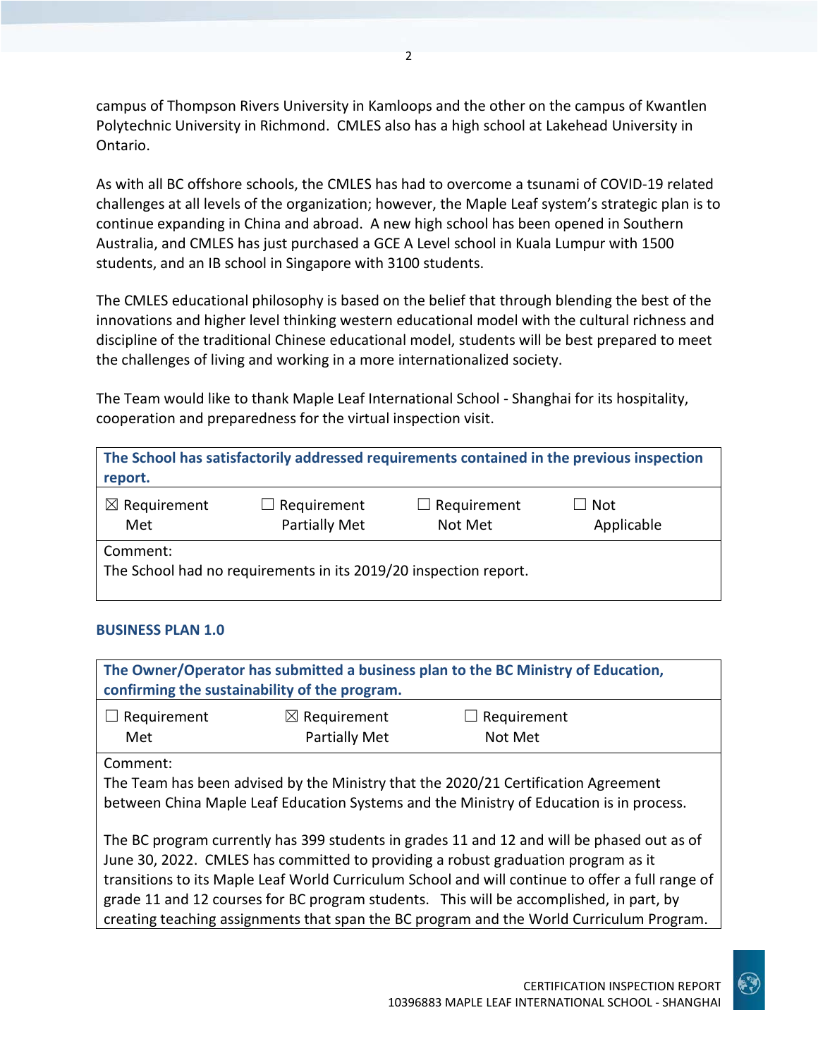campus of Thompson Rivers University in Kamloops and the other on the campus of Kwantlen Polytechnic University in Richmond. CMLES also has a high school at Lakehead University in Ontario.

As with all BC offshore schools, the CMLES has had to overcome a tsunami of COVID-19 related challenges at all levels of the organization; however, the Maple Leaf system's strategic plan is to continue expanding in China and abroad. A new high school has been opened in Southern Australia, and CMLES has just purchased a GCE A Level school in Kuala Lumpur with 1500 students, and an IB school in Singapore with 3100 students.

The CMLES educational philosophy is based on the belief that through blending the best of the innovations and higher level thinking western educational model with the cultural richness and discipline of the traditional Chinese educational model, students will be best prepared to meet the challenges of living and working in a more internationalized society.

The Team would like to thank Maple Leaf International School - Shanghai for its hospitality, cooperation and preparedness for the virtual inspection visit.

| **The School has satisfactorily addressed requirements contained in the previous inspection report.** | | | |
|---|---|---|---|
| ☒ Requirement Met | ☐ Requirement Partially Met | ☐ Requirement Not Met | ☐ Not Applicable |
| Comment:<br>The School had no requirements in its 2019/20 inspection report. | | | |

### BUSINESS PLAN 1.0

| **The Owner/Operator has submitted a business plan to the BC Ministry of Education, confirming the sustainability of the program.** | | |
|---|---|---|
| ☐ Requirement Met | ☒ Requirement Partially Met | ☐ Requirement Not Met |
| Comment:<br>The Team has been advised by the Ministry that the 2020/21 Certification Agreement between China Maple Leaf Education Systems and the Ministry of Education is in process.<br><br>The BC program currently has 399 students in grades 11 and 12 and will be phased out as of June 30, 2022. CMLES has committed to providing a robust graduation program as it transitions to its Maple Leaf World Curriculum School and will continue to offer a full range of grade 11 and 12 courses for BC program students. This will be accomplished, in part, by creating teaching assignments that span the BC program and the World Curriculum Program. | | |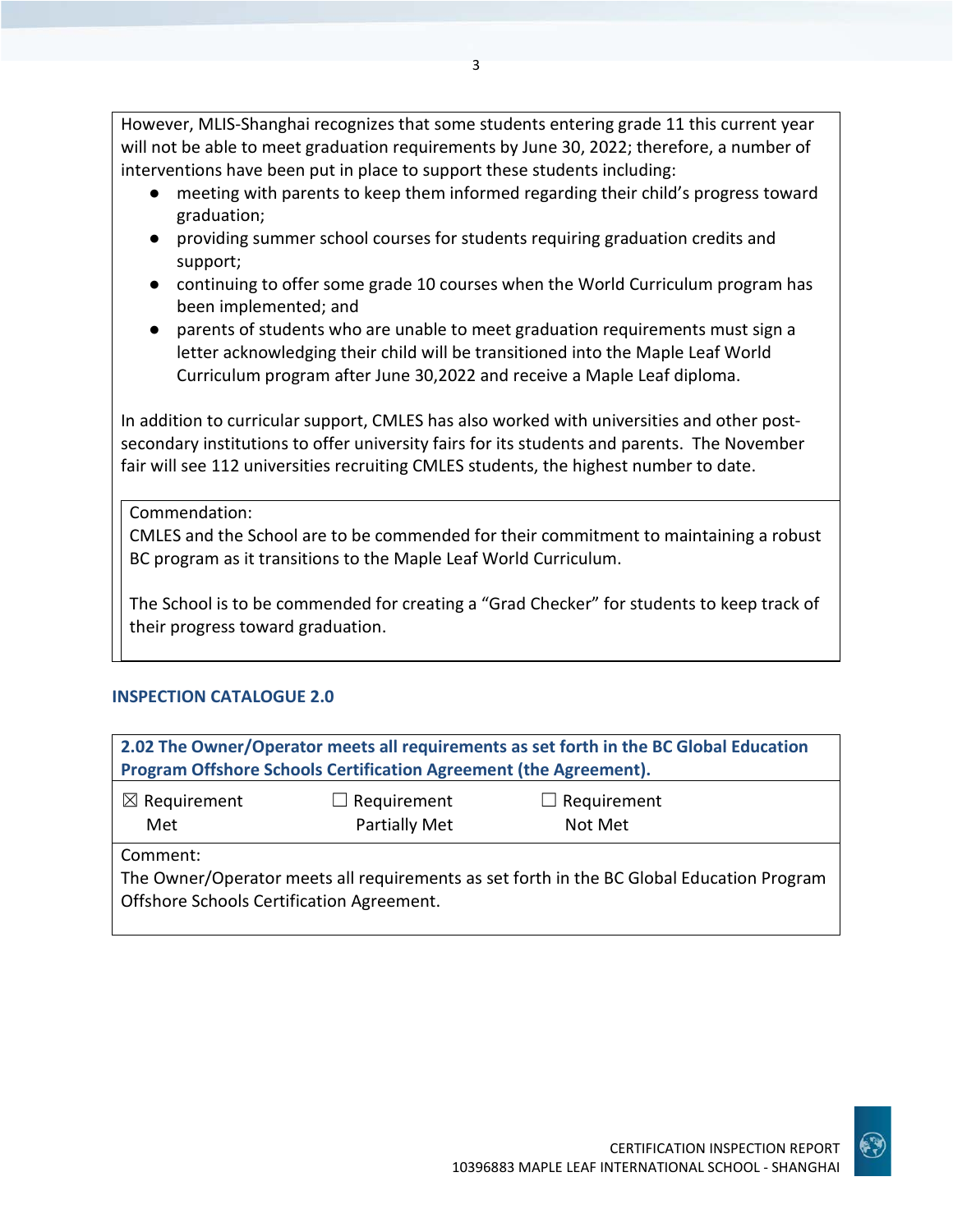However, MLIS-Shanghai recognizes that some students entering grade 11 this current year will not be able to meet graduation requirements by June 30, 2022; therefore, a number of interventions have been put in place to support these students including:

- meeting with parents to keep them informed regarding their child's progress toward graduation;
- providing summer school courses for students requiring graduation credits and support;
- continuing to offer some grade 10 courses when the World Curriculum program has been implemented; and
- parents of students who are unable to meet graduation requirements must sign a letter acknowledging their child will be transitioned into the Maple Leaf World Curriculum program after June 30,2022 and receive a Maple Leaf diploma.

In addition to curricular support, CMLES has also worked with universities and other post-secondary institutions to offer university fairs for its students and parents. The November fair will see 112 universities recruiting CMLES students, the highest number to date.

Commendation:
CMLES and the School are to be commended for their commitment to maintaining a robust BC program as it transitions to the Maple Leaf World Curriculum.

The School is to be commended for creating a "Grad Checker" for students to keep track of their progress toward graduation.

## INSPECTION CATALOGUE 2.0

### 2.02 The Owner/Operator meets all requirements as set forth in the BC Global Education Program Offshore Schools Certification Agreement (the Agreement).

| ☒ Requirement Met | ☐ Requirement Partially Met | ☐ Requirement Not Met |
|---|---|---|

Comment:
The Owner/Operator meets all requirements as set forth in the BC Global Education Program Offshore Schools Certification Agreement.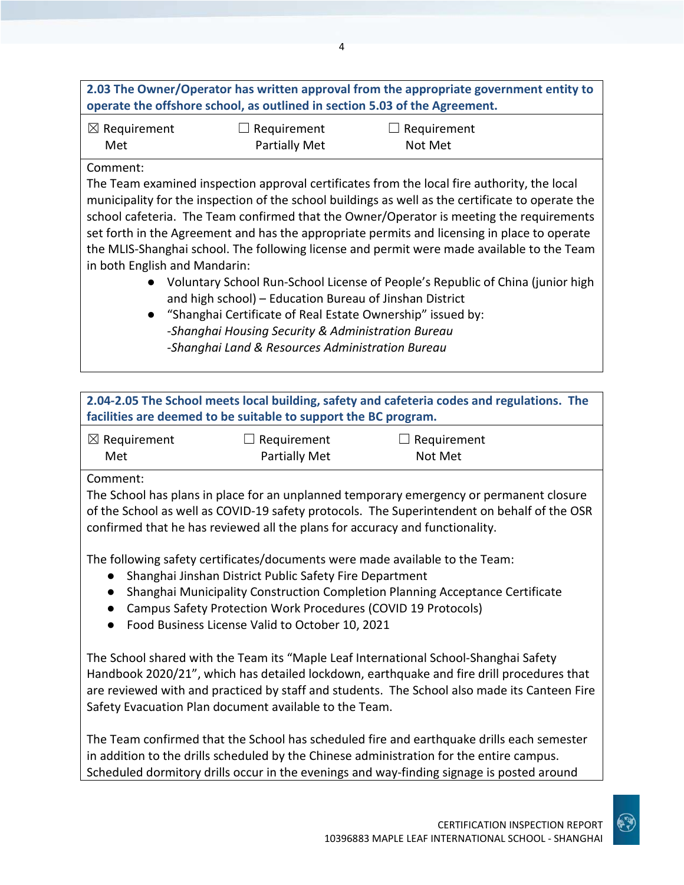**2.03 The Owner/Operator has written approval from the appropriate government entity to operate the offshore school, as outlined in section 5.03 of the Agreement.**

| ☒ Requirement Met | ☐ Requirement Partially Met | ☐ Requirement Not Met |
|---|---|---|

Comment:

The Team examined inspection approval certificates from the local fire authority, the local municipality for the inspection of the school buildings as well as the certificate to operate the school cafeteria. The Team confirmed that the Owner/Operator is meeting the requirements set forth in the Agreement and has the appropriate permits and licensing in place to operate the MLIS-Shanghai school. The following license and permit were made available to the Team in both English and Mandarin:

- Voluntary School Run-School License of People's Republic of China (junior high and high school) – Education Bureau of Jinshan District
- "Shanghai Certificate of Real Estate Ownership" issued by:
  *-Shanghai Housing Security & Administration Bureau*
  *-Shanghai Land & Resources Administration Bureau*

**2.04-2.05 The School meets local building, safety and cafeteria codes and regulations. The facilities are deemed to be suitable to support the BC program.**

| ☒ Requirement Met | ☐ Requirement Partially Met | ☐ Requirement Not Met |
|---|---|---|

Comment:

The School has plans in place for an unplanned temporary emergency or permanent closure of the School as well as COVID-19 safety protocols. The Superintendent on behalf of the OSR confirmed that he has reviewed all the plans for accuracy and functionality.

The following safety certificates/documents were made available to the Team:

- Shanghai Jinshan District Public Safety Fire Department
- Shanghai Municipality Construction Completion Planning Acceptance Certificate
- Campus Safety Protection Work Procedures (COVID 19 Protocols)
- Food Business License Valid to October 10, 2021

The School shared with the Team its "Maple Leaf International School-Shanghai Safety Handbook 2020/21", which has detailed lockdown, earthquake and fire drill procedures that are reviewed with and practiced by staff and students. The School also made its Canteen Fire Safety Evacuation Plan document available to the Team.

The Team confirmed that the School has scheduled fire and earthquake drills each semester in addition to the drills scheduled by the Chinese administration for the entire campus. Scheduled dormitory drills occur in the evenings and way-finding signage is posted around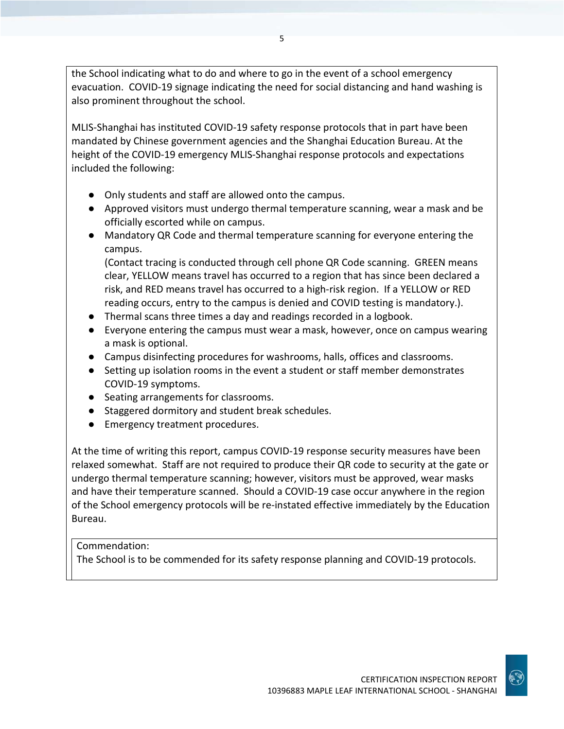the School indicating what to do and where to go in the event of a school emergency evacuation. COVID-19 signage indicating the need for social distancing and hand washing is also prominent throughout the school.

MLIS-Shanghai has instituted COVID-19 safety response protocols that in part have been mandated by Chinese government agencies and the Shanghai Education Bureau. At the height of the COVID-19 emergency MLIS-Shanghai response protocols and expectations included the following:

- Only students and staff are allowed onto the campus.
- Approved visitors must undergo thermal temperature scanning, wear a mask and be officially escorted while on campus.
- Mandatory QR Code and thermal temperature scanning for everyone entering the campus.
  (Contact tracing is conducted through cell phone QR Code scanning. GREEN means clear, YELLOW means travel has occurred to a region that has since been declared a risk, and RED means travel has occurred to a high-risk region. If a YELLOW or RED reading occurs, entry to the campus is denied and COVID testing is mandatory.).
- Thermal scans three times a day and readings recorded in a logbook.
- Everyone entering the campus must wear a mask, however, once on campus wearing a mask is optional.
- Campus disinfecting procedures for washrooms, halls, offices and classrooms.
- Setting up isolation rooms in the event a student or staff member demonstrates COVID-19 symptoms.
- Seating arrangements for classrooms.
- Staggered dormitory and student break schedules.
- Emergency treatment procedures.

At the time of writing this report, campus COVID-19 response security measures have been relaxed somewhat. Staff are not required to produce their QR code to security at the gate or undergo thermal temperature scanning; however, visitors must be approved, wear masks and have their temperature scanned. Should a COVID-19 case occur anywhere in the region of the School emergency protocols will be re-instated effective immediately by the Education Bureau.

Commendation:
The School is to be commended for its safety response planning and COVID-19 protocols.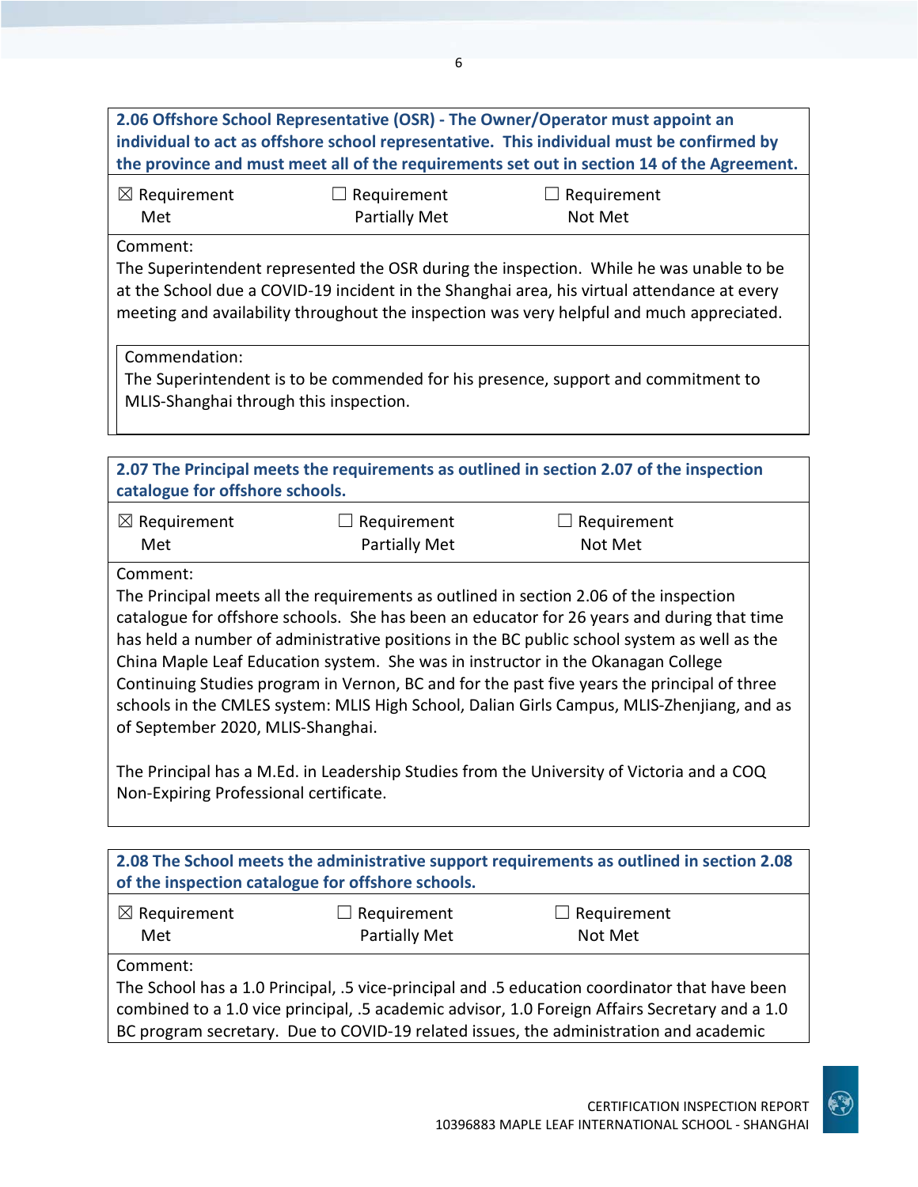**2.06 Offshore School Representative (OSR) - The Owner/Operator must appoint an individual to act as offshore school representative. This individual must be confirmed by the province and must meet all of the requirements set out in section 14 of the Agreement.**

| ☒ Requirement Met | ☐ Requirement Partially Met | ☐ Requirement Not Met |
|---|---|---|

Comment:
The Superintendent represented the OSR during the inspection. While he was unable to be at the School due a COVID-19 incident in the Shanghai area, his virtual attendance at every meeting and availability throughout the inspection was very helpful and much appreciated.

Commendation:
The Superintendent is to be commended for his presence, support and commitment to MLIS-Shanghai through this inspection.

**2.07 The Principal meets the requirements as outlined in section 2.07 of the inspection catalogue for offshore schools.**

| ☒ Requirement Met | ☐ Requirement Partially Met | ☐ Requirement Not Met |
|---|---|---|

Comment:
The Principal meets all the requirements as outlined in section 2.06 of the inspection catalogue for offshore schools. She has been an educator for 26 years and during that time has held a number of administrative positions in the BC public school system as well as the China Maple Leaf Education system. She was in instructor in the Okanagan College Continuing Studies program in Vernon, BC and for the past five years the principal of three schools in the CMLES system: MLIS High School, Dalian Girls Campus, MLIS-Zhenjiang, and as of September 2020, MLIS-Shanghai.

The Principal has a M.Ed. in Leadership Studies from the University of Victoria and a COQ Non-Expiring Professional certificate.

**2.08 The School meets the administrative support requirements as outlined in section 2.08 of the inspection catalogue for offshore schools.**

| ☒ Requirement Met | ☐ Requirement Partially Met | ☐ Requirement Not Met |
|---|---|---|

Comment:
The School has a 1.0 Principal, .5 vice-principal and .5 education coordinator that have been combined to a 1.0 vice principal, .5 academic advisor, 1.0 Foreign Affairs Secretary and a 1.0 BC program secretary. Due to COVID-19 related issues, the administration and academic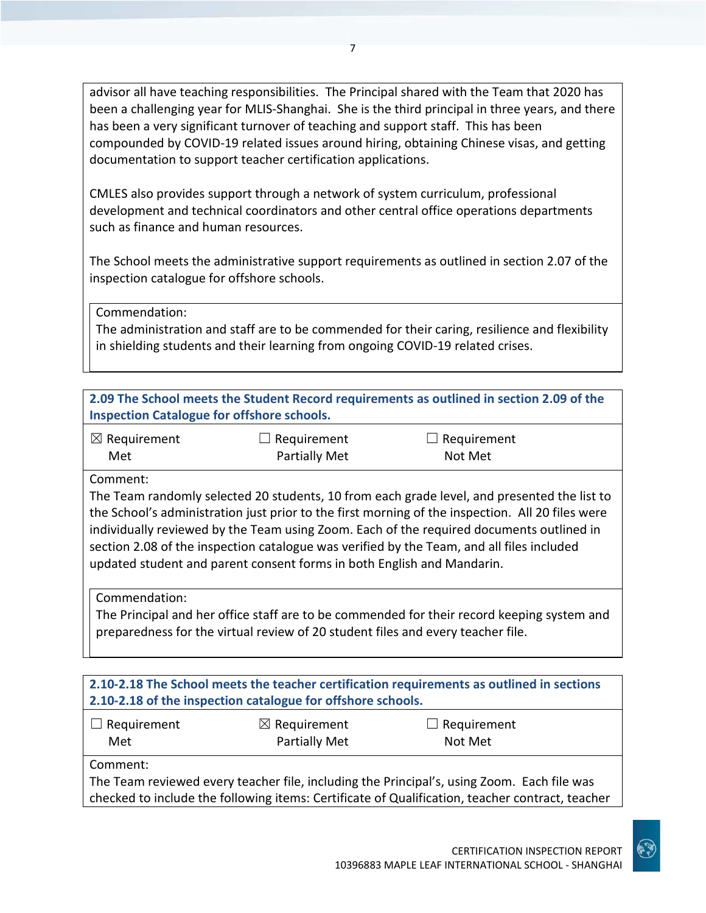advisor all have teaching responsibilities. The Principal shared with the Team that 2020 has been a challenging year for MLIS-Shanghai. She is the third principal in three years, and there has been a very significant turnover of teaching and support staff. This has been compounded by COVID-19 related issues around hiring, obtaining Chinese visas, and getting documentation to support teacher certification applications.

CMLES also provides support through a network of system curriculum, professional development and technical coordinators and other central office operations departments such as finance and human resources.

The School meets the administrative support requirements as outlined in section 2.07 of the inspection catalogue for offshore schools.

Commendation:
The administration and staff are to be commended for their caring, resilience and flexibility in shielding students and their learning from ongoing COVID-19 related crises.

**2.09 The School meets the Student Record requirements as outlined in section 2.09 of the Inspection Catalogue for offshore schools.**

| ☒ Requirement Met | ☐ Requirement Partially Met | ☐ Requirement Not Met |
|---|---|---|

Comment:
The Team randomly selected 20 students, 10 from each grade level, and presented the list to the School's administration just prior to the first morning of the inspection. All 20 files were individually reviewed by the Team using Zoom. Each of the required documents outlined in section 2.08 of the inspection catalogue was verified by the Team, and all files included updated student and parent consent forms in both English and Mandarin.

Commendation:
The Principal and her office staff are to be commended for their record keeping system and preparedness for the virtual review of 20 student files and every teacher file.

**2.10-2.18 The School meets the teacher certification requirements as outlined in sections 2.10-2.18 of the inspection catalogue for offshore schools.**

| ☐ Requirement Met | ☒ Requirement Partially Met | ☐ Requirement Not Met |
|---|---|---|

Comment:
The Team reviewed every teacher file, including the Principal's, using Zoom. Each file was checked to include the following items: Certificate of Qualification, teacher contract, teacher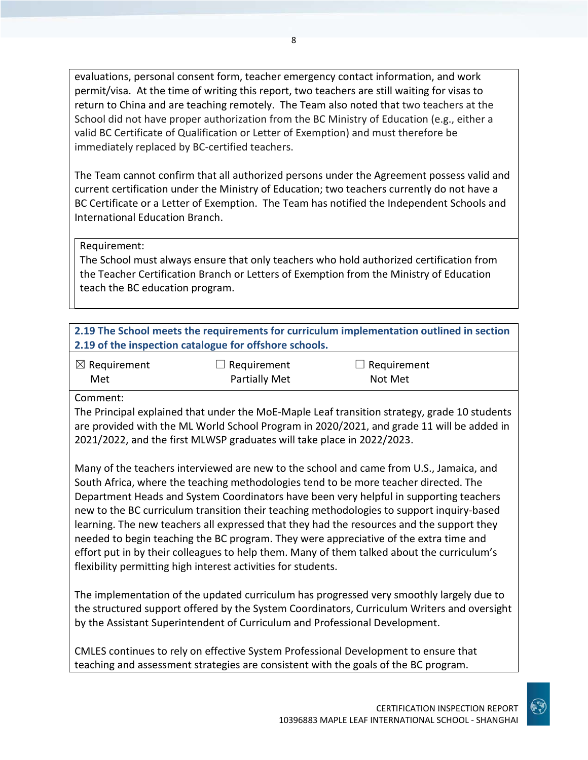evaluations, personal consent form, teacher emergency contact information, and work permit/visa. At the time of writing this report, two teachers are still waiting for visas to return to China and are teaching remotely. The Team also noted that two teachers at the School did not have proper authorization from the BC Ministry of Education (e.g., either a valid BC Certificate of Qualification or Letter of Exemption) and must therefore be immediately replaced by BC-certified teachers.

The Team cannot confirm that all authorized persons under the Agreement possess valid and current certification under the Ministry of Education; two teachers currently do not have a BC Certificate or a Letter of Exemption. The Team has notified the Independent Schools and International Education Branch.

Requirement:
The School must always ensure that only teachers who hold authorized certification from the Teacher Certification Branch or Letters of Exemption from the Ministry of Education teach the BC education program.

**2.19 The School meets the requirements for curriculum implementation outlined in section 2.19 of the inspection catalogue for offshore schools.**

| ☒ Requirement Met | ☐ Requirement Partially Met | ☐ Requirement Not Met |
|---|---|---|

Comment:
The Principal explained that under the MoE-Maple Leaf transition strategy, grade 10 students are provided with the ML World School Program in 2020/2021, and grade 11 will be added in 2021/2022, and the first MLWSP graduates will take place in 2022/2023.

Many of the teachers interviewed are new to the school and came from U.S., Jamaica, and South Africa, where the teaching methodologies tend to be more teacher directed. The Department Heads and System Coordinators have been very helpful in supporting teachers new to the BC curriculum transition their teaching methodologies to support inquiry-based learning. The new teachers all expressed that they had the resources and the support they needed to begin teaching the BC program. They were appreciative of the extra time and effort put in by their colleagues to help them. Many of them talked about the curriculum's flexibility permitting high interest activities for students.

The implementation of the updated curriculum has progressed very smoothly largely due to the structured support offered by the System Coordinators, Curriculum Writers and oversight by the Assistant Superintendent of Curriculum and Professional Development.

CMLES continues to rely on effective System Professional Development to ensure that teaching and assessment strategies are consistent with the goals of the BC program.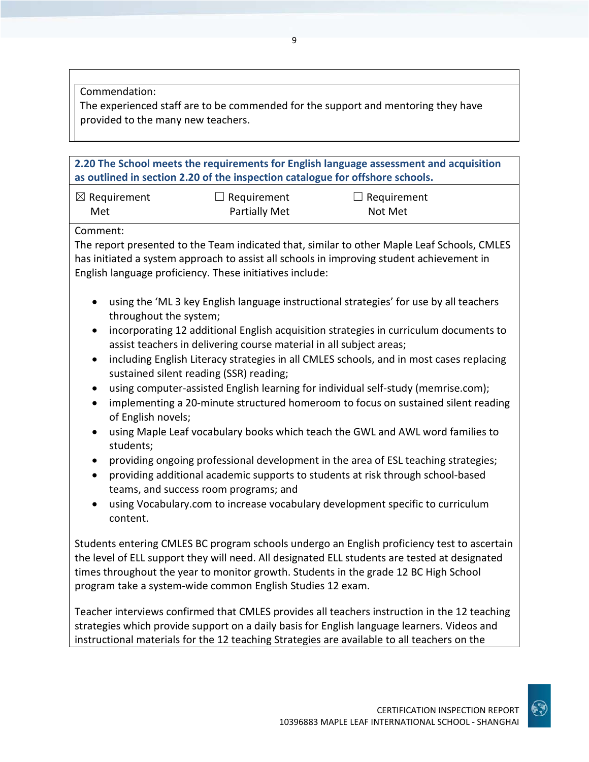Commendation:
The experienced staff are to be commended for the support and mentoring they have provided to the many new teachers.

**2.20 The School meets the requirements for English language assessment and acquisition as outlined in section 2.20 of the inspection catalogue for offshore schools.**

| ☒ Requirement Met | ☐ Requirement Partially Met | ☐ Requirement Not Met |
|---|---|---|

Comment:
The report presented to the Team indicated that, similar to other Maple Leaf Schools, CMLES has initiated a system approach to assist all schools in improving student achievement in English language proficiency. These initiatives include:

- using the 'ML 3 key English language instructional strategies' for use by all teachers throughout the system;
- incorporating 12 additional English acquisition strategies in curriculum documents to assist teachers in delivering course material in all subject areas;
- including English Literacy strategies in all CMLES schools, and in most cases replacing sustained silent reading (SSR) reading;
- using computer-assisted English learning for individual self-study (memrise.com);
- implementing a 20-minute structured homeroom to focus on sustained silent reading of English novels;
- using Maple Leaf vocabulary books which teach the GWL and AWL word families to students;
- providing ongoing professional development in the area of ESL teaching strategies;
- providing additional academic supports to students at risk through school-based teams, and success room programs; and
- using Vocabulary.com to increase vocabulary development specific to curriculum content.

Students entering CMLES BC program schools undergo an English proficiency test to ascertain the level of ELL support they will need. All designated ELL students are tested at designated times throughout the year to monitor growth. Students in the grade 12 BC High School program take a system-wide common English Studies 12 exam.

Teacher interviews confirmed that CMLES provides all teachers instruction in the 12 teaching strategies which provide support on a daily basis for English language learners. Videos and instructional materials for the 12 teaching Strategies are available to all teachers on the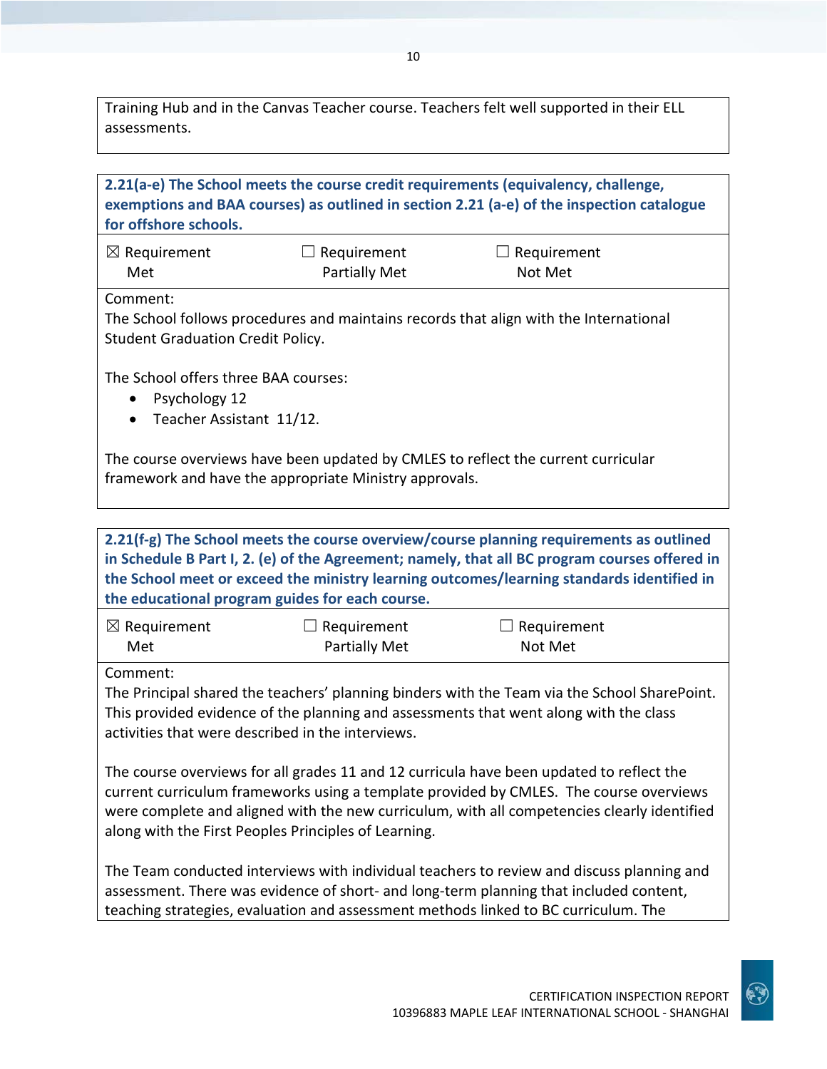Training Hub and in the Canvas Teacher course. Teachers felt well supported in their ELL assessments.

**2.21(a-e) The School meets the course credit requirements (equivalency, challenge, exemptions and BAA courses) as outlined in section 2.21 (a-e) of the inspection catalogue for offshore schools.**

| ☒ Requirement Met | ☐ Requirement Partially Met | ☐ Requirement Not Met |
|---|---|---|

Comment:
The School follows procedures and maintains records that align with the International Student Graduation Credit Policy.

The School offers three BAA courses:

- Psychology 12
- Teacher Assistant 11/12.

The course overviews have been updated by CMLES to reflect the current curricular framework and have the appropriate Ministry approvals.

**2.21(f-g) The School meets the course overview/course planning requirements as outlined in Schedule B Part I, 2. (e) of the Agreement; namely, that all BC program courses offered in the School meet or exceed the ministry learning outcomes/learning standards identified in the educational program guides for each course.**

| ☒ Requirement Met | ☐ Requirement Partially Met | ☐ Requirement Not Met |
|---|---|---|

Comment:
The Principal shared the teachers' planning binders with the Team via the School SharePoint. This provided evidence of the planning and assessments that went along with the class activities that were described in the interviews.

The course overviews for all grades 11 and 12 curricula have been updated to reflect the current curriculum frameworks using a template provided by CMLES. The course overviews were complete and aligned with the new curriculum, with all competencies clearly identified along with the First Peoples Principles of Learning.

The Team conducted interviews with individual teachers to review and discuss planning and assessment. There was evidence of short- and long-term planning that included content, teaching strategies, evaluation and assessment methods linked to BC curriculum. The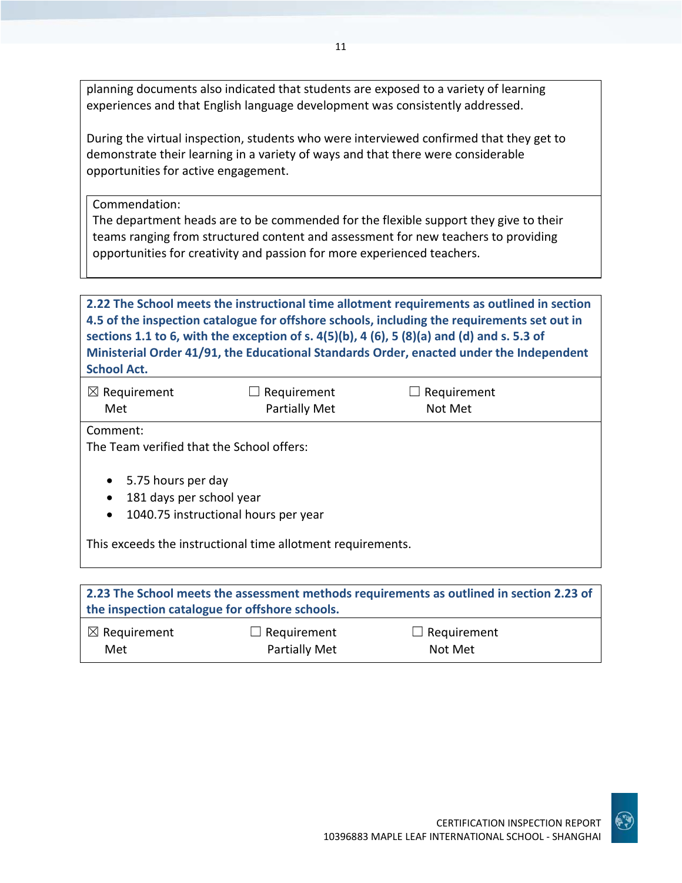planning documents also indicated that students are exposed to a variety of learning experiences and that English language development was consistently addressed.

During the virtual inspection, students who were interviewed confirmed that they get to demonstrate their learning in a variety of ways and that there were considerable opportunities for active engagement.

Commendation:
The department heads are to be commended for the flexible support they give to their teams ranging from structured content and assessment for new teachers to providing opportunities for creativity and passion for more experienced teachers.

**2.22 The School meets the instructional time allotment requirements as outlined in section 4.5 of the inspection catalogue for offshore schools, including the requirements set out in sections 1.1 to 6, with the exception of s. 4(5)(b), 4 (6), 5 (8)(a) and (d) and s. 5.3 of Ministerial Order 41/91, the Educational Standards Order, enacted under the Independent School Act.**

| ☒ Requirement Met | ☐ Requirement Partially Met | ☐ Requirement Not Met |
|---|---|---|

Comment:
The Team verified that the School offers:

- 5.75 hours per day
- 181 days per school year
- 1040.75 instructional hours per year

This exceeds the instructional time allotment requirements.

**2.23 The School meets the assessment methods requirements as outlined in section 2.23 of the inspection catalogue for offshore schools.**

| ☒ Requirement Met | ☐ Requirement Partially Met | ☐ Requirement Not Met |
|---|---|---|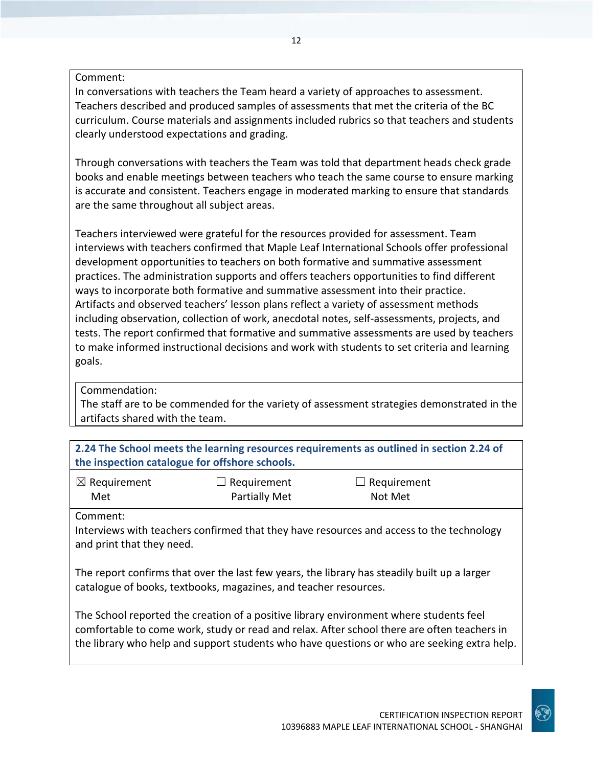Comment:
In conversations with teachers the Team heard a variety of approaches to assessment. Teachers described and produced samples of assessments that met the criteria of the BC curriculum. Course materials and assignments included rubrics so that teachers and students clearly understood expectations and grading.

Through conversations with teachers the Team was told that department heads check grade books and enable meetings between teachers who teach the same course to ensure marking is accurate and consistent. Teachers engage in moderated marking to ensure that standards are the same throughout all subject areas.

Teachers interviewed were grateful for the resources provided for assessment. Team interviews with teachers confirmed that Maple Leaf International Schools offer professional development opportunities to teachers on both formative and summative assessment practices. The administration supports and offers teachers opportunities to find different ways to incorporate both formative and summative assessment into their practice. Artifacts and observed teachers' lesson plans reflect a variety of assessment methods including observation, collection of work, anecdotal notes, self-assessments, projects, and tests. The report confirmed that formative and summative assessments are used by teachers to make informed instructional decisions and work with students to set criteria and learning goals.

Commendation:
The staff are to be commended for the variety of assessment strategies demonstrated in the artifacts shared with the team.

**2.24 The School meets the learning resources requirements as outlined in section 2.24 of the inspection catalogue for offshore schools.**

| ☒ Requirement Met | ☐ Requirement Partially Met | ☐ Requirement Not Met |
|---|---|---|

Comment:
Interviews with teachers confirmed that they have resources and access to the technology and print that they need.

The report confirms that over the last few years, the library has steadily built up a larger catalogue of books, textbooks, magazines, and teacher resources.

The School reported the creation of a positive library environment where students feel comfortable to come work, study or read and relax. After school there are often teachers in the library who help and support students who have questions or who are seeking extra help.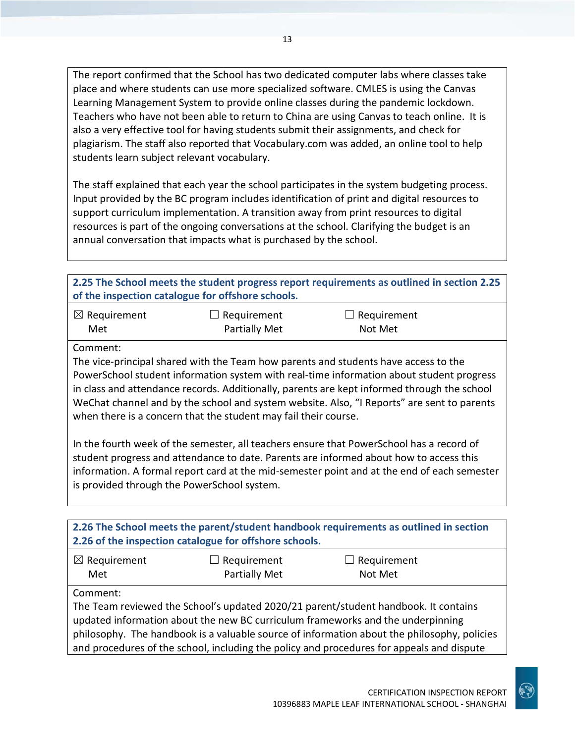The report confirmed that the School has two dedicated computer labs where classes take place and where students can use more specialized software. CMLES is using the Canvas Learning Management System to provide online classes during the pandemic lockdown. Teachers who have not been able to return to China are using Canvas to teach online. It is also a very effective tool for having students submit their assignments, and check for plagiarism. The staff also reported that Vocabulary.com was added, an online tool to help students learn subject relevant vocabulary.

The staff explained that each year the school participates in the system budgeting process. Input provided by the BC program includes identification of print and digital resources to support curriculum implementation. A transition away from print resources to digital resources is part of the ongoing conversations at the school. Clarifying the budget is an annual conversation that impacts what is purchased by the school.

**2.25 The School meets the student progress report requirements as outlined in section 2.25 of the inspection catalogue for offshore schools.**

| ☒ Requirement Met | ☐ Requirement Partially Met | ☐ Requirement Not Met |
|---|---|---|

Comment:
The vice-principal shared with the Team how parents and students have access to the PowerSchool student information system with real-time information about student progress in class and attendance records. Additionally, parents are kept informed through the school WeChat channel and by the school and system website. Also, "I Reports" are sent to parents when there is a concern that the student may fail their course.

In the fourth week of the semester, all teachers ensure that PowerSchool has a record of student progress and attendance to date. Parents are informed about how to access this information. A formal report card at the mid-semester point and at the end of each semester is provided through the PowerSchool system.

**2.26 The School meets the parent/student handbook requirements as outlined in section 2.26 of the inspection catalogue for offshore schools.**

| ☒ Requirement Met | ☐ Requirement Partially Met | ☐ Requirement Not Met |
|---|---|---|

Comment:
The Team reviewed the School's updated 2020/21 parent/student handbook. It contains updated information about the new BC curriculum frameworks and the underpinning philosophy. The handbook is a valuable source of information about the philosophy, policies and procedures of the school, including the policy and procedures for appeals and dispute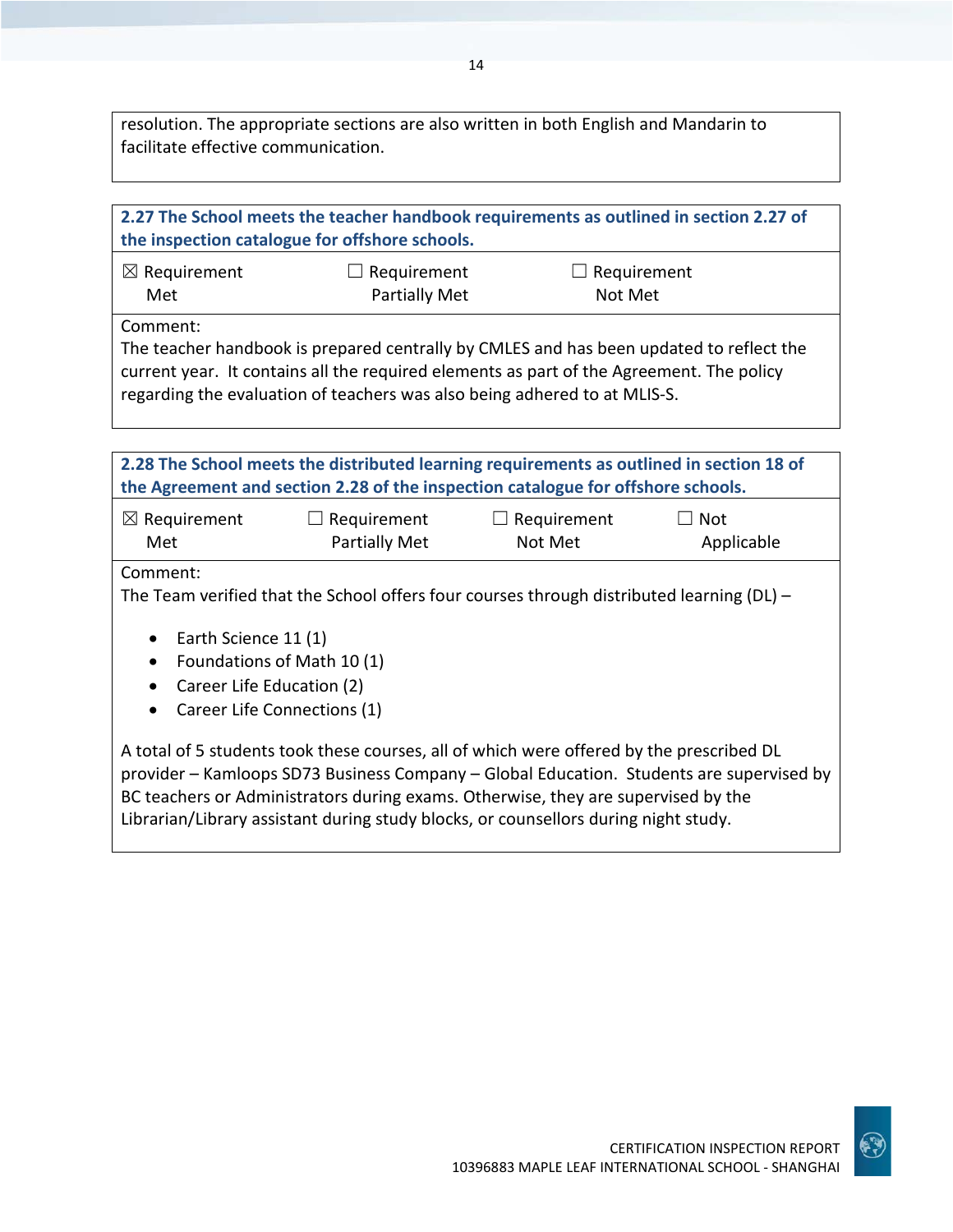resolution. The appropriate sections are also written in both English and Mandarin to facilitate effective communication.

**2.27 The School meets the teacher handbook requirements as outlined in section 2.27 of the inspection catalogue for offshore schools.**

| ☒ Requirement Met | ☐ Requirement Partially Met | ☐ Requirement Not Met |
|---|---|---|

Comment:
The teacher handbook is prepared centrally by CMLES and has been updated to reflect the current year. It contains all the required elements as part of the Agreement. The policy regarding the evaluation of teachers was also being adhered to at MLIS-S.

**2.28 The School meets the distributed learning requirements as outlined in section 18 of the Agreement and section 2.28 of the inspection catalogue for offshore schools.**

| ☒ Requirement Met | ☐ Requirement Partially Met | ☐ Requirement Not Met | ☐ Not Applicable |
|---|---|---|---|

Comment:
The Team verified that the School offers four courses through distributed learning (DL) –

- Earth Science 11 (1)
- Foundations of Math 10 (1)
- Career Life Education (2)
- Career Life Connections (1)

A total of 5 students took these courses, all of which were offered by the prescribed DL provider – Kamloops SD73 Business Company – Global Education. Students are supervised by BC teachers or Administrators during exams. Otherwise, they are supervised by the Librarian/Library assistant during study blocks, or counsellors during night study.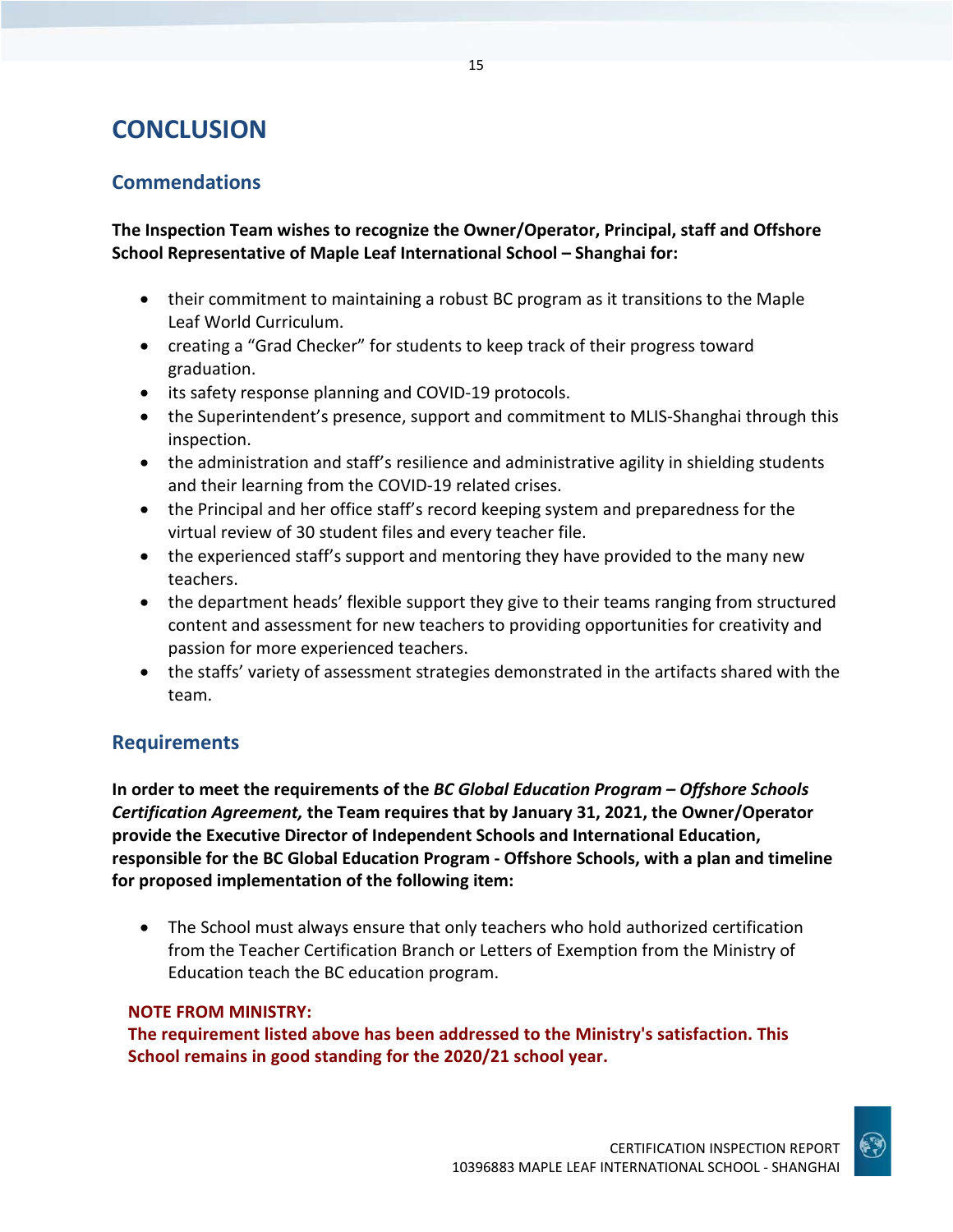# CONCLUSION

## Commendations

**The Inspection Team wishes to recognize the Owner/Operator, Principal, staff and Offshore School Representative of Maple Leaf International School – Shanghai for:**

- their commitment to maintaining a robust BC program as it transitions to the Maple Leaf World Curriculum.
- creating a "Grad Checker" for students to keep track of their progress toward graduation.
- its safety response planning and COVID-19 protocols.
- the Superintendent's presence, support and commitment to MLIS-Shanghai through this inspection.
- the administration and staff's resilience and administrative agility in shielding students and their learning from the COVID-19 related crises.
- the Principal and her office staff's record keeping system and preparedness for the virtual review of 30 student files and every teacher file.
- the experienced staff's support and mentoring they have provided to the many new teachers.
- the department heads' flexible support they give to their teams ranging from structured content and assessment for new teachers to providing opportunities for creativity and passion for more experienced teachers.
- the staffs' variety of assessment strategies demonstrated in the artifacts shared with the team.

## Requirements

**In order to meet the requirements of the *BC Global Education Program – Offshore Schools Certification Agreement,* the Team requires that by January 31, 2021, the Owner/Operator provide the Executive Director of Independent Schools and International Education, responsible for the BC Global Education Program - Offshore Schools, with a plan and timeline for proposed implementation of the following item:**

- The School must always ensure that only teachers who hold authorized certification from the Teacher Certification Branch or Letters of Exemption from the Ministry of Education teach the BC education program.

**NOTE FROM MINISTRY:**
**The requirement listed above has been addressed to the Ministry's satisfaction. This School remains in good standing for the 2020/21 school year.**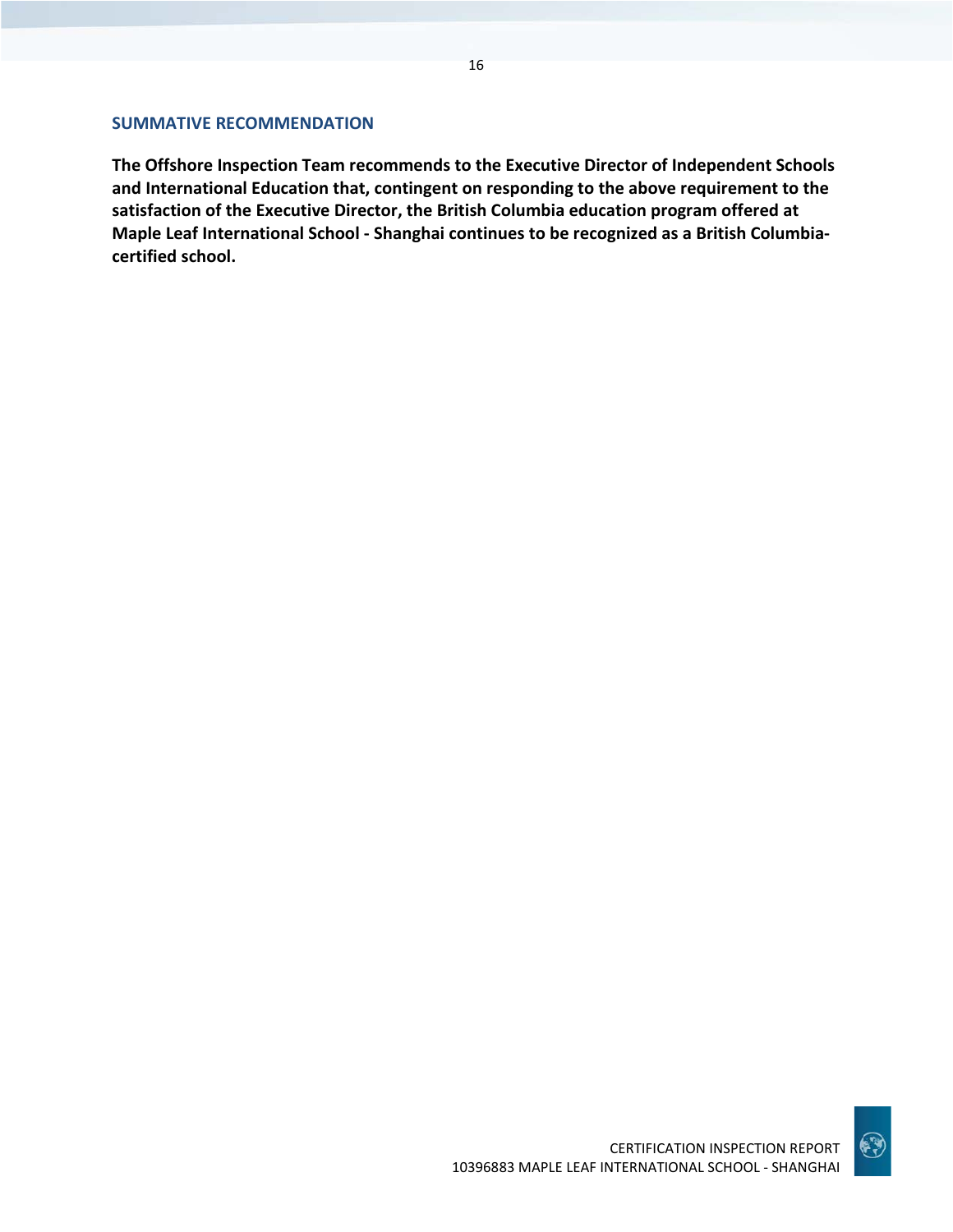## SUMMATIVE RECOMMENDATION

**The Offshore Inspection Team recommends to the Executive Director of Independent Schools and International Education that, contingent on responding to the above requirement to the satisfaction of the Executive Director, the British Columbia education program offered at Maple Leaf International School - Shanghai continues to be recognized as a British Columbia-certified school.**